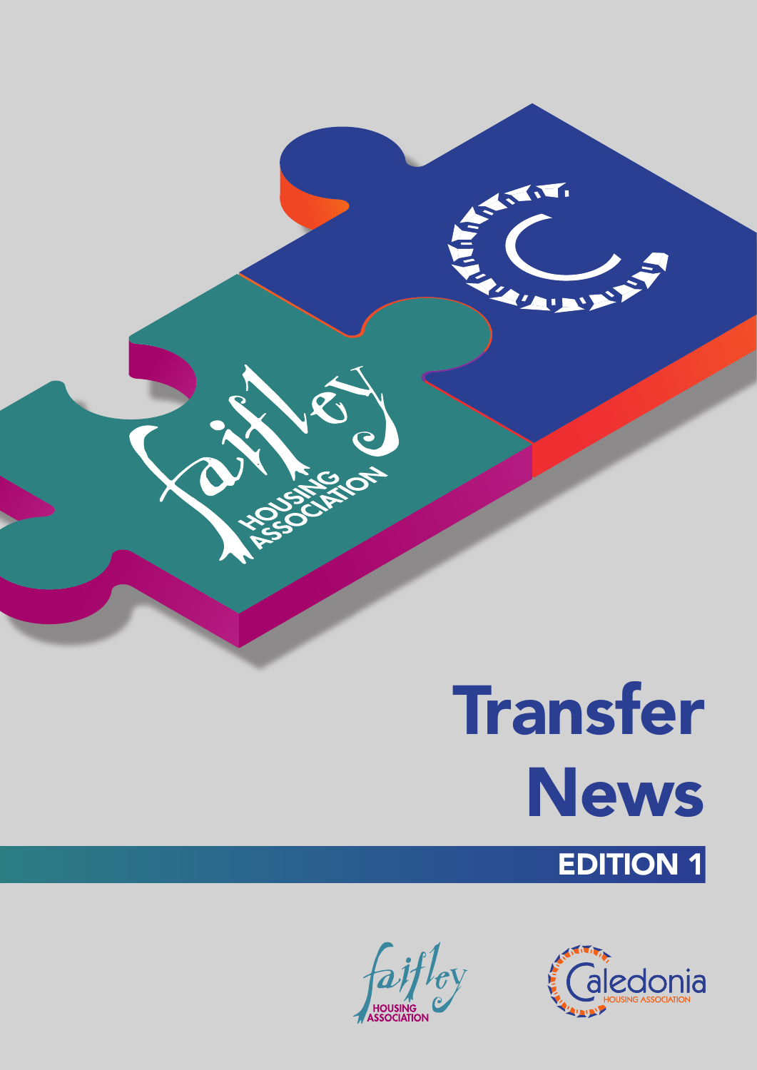# Transfer News

## EDITION 1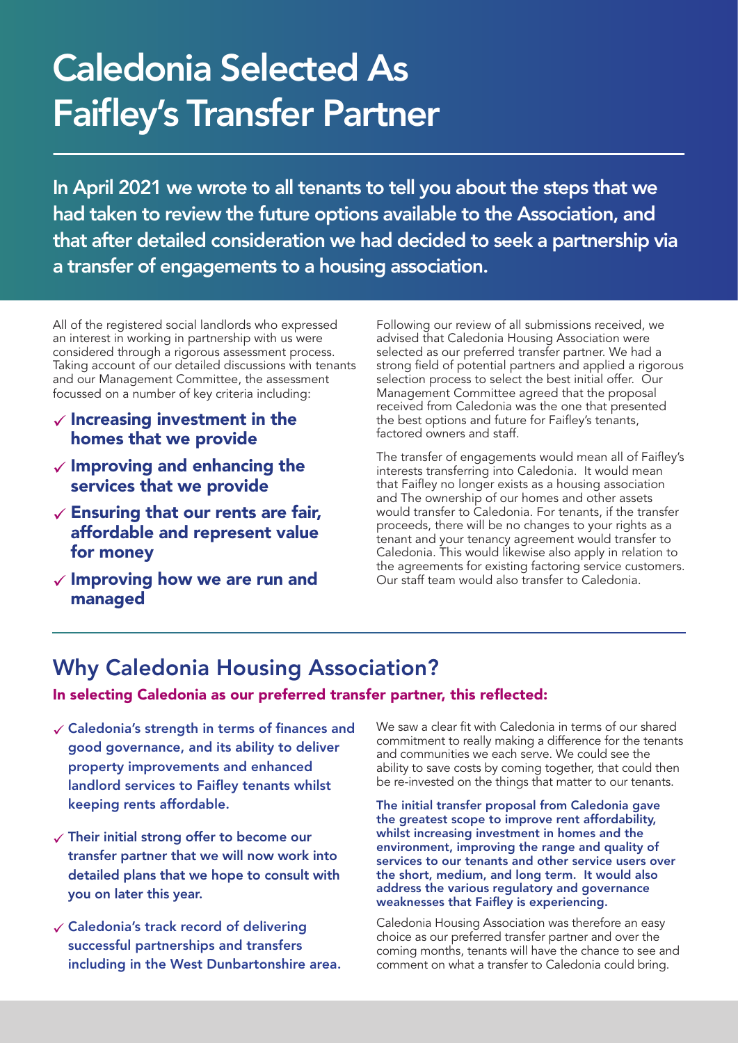# Caledonia Selected As Faifley's Transfer Partner

**In April 2021 we wrote to all tenants to tell you about the steps that we had taken to review the future options available to the Association, and that after detailed consideration we had decided to seek a partnership via a transfer of engagements to a housing association.**

All of the registered social landlords who expressed an interest in working in partnership with us were considered through a rigorous assessment process. Taking account of our detailed discussions with tenants and our Management Committee, the assessment focussed on a number of key criteria including:

- ✓ **Increasing investment in the homes that we provide**
- ✓ **Improving and enhancing the services that we provide**
- ✓ **Ensuring that our rents are fair, affordable and represent value for money**
- ✓ **Improving how we are run and managed**

Following our review of all submissions received, we advised that Caledonia Housing Association were selected as our preferred transfer partner. We had a strong field of potential partners and applied a rigorous selection process to select the best initial offer. Our Management Committee agreed that the proposal received from Caledonia was the one that presented the best options and future for Faifley's tenants, factored owners and staff.

The transfer of engagements would mean all of Faifley's interests transferring into Caledonia. It would mean that Faifley no longer exists as a housing association and The ownership of our homes and other assets would transfer to Caledonia. For tenants, if the transfer proceeds, there will be no changes to your rights as a tenant and your tenancy agreement would transfer to Caledonia. This would likewise also apply in relation to the agreements for existing factoring service customers. Our staff team would also transfer to Caledonia.

## Why Caledonia Housing Association?

**In selecting Caledonia as our preferred transfer partner, this reflected:**

- ✓ **Caledonia's strength in terms of finances and good governance, and its ability to deliver property improvements and enhanced landlord services to Faifley tenants whilst keeping rents affordable.**
- ✓ **Their initial strong offer to become our transfer partner that we will now work into detailed plans that we hope to consult with you on later this year.**
- ✓ **Caledonia's track record of delivering successful partnerships and transfers including in the West Dunbartonshire area.**

We saw a clear fit with Caledonia in terms of our shared commitment to really making a difference for the tenants and communities we each serve. We could see the ability to save costs by coming together, that could then be re-invested on the things that matter to our tenants.

**The initial transfer proposal from Caledonia gave the greatest scope to improve rent affordability, whilst increasing investment in homes and the environment, improving the range and quality of services to our tenants and other service users over the short, medium, and long term. It would also address the various regulatory and governance weaknesses that Faifley is experiencing.**

Caledonia Housing Association was therefore an easy choice as our preferred transfer partner and over the coming months, tenants will have the chance to see and comment on what a transfer to Caledonia could bring.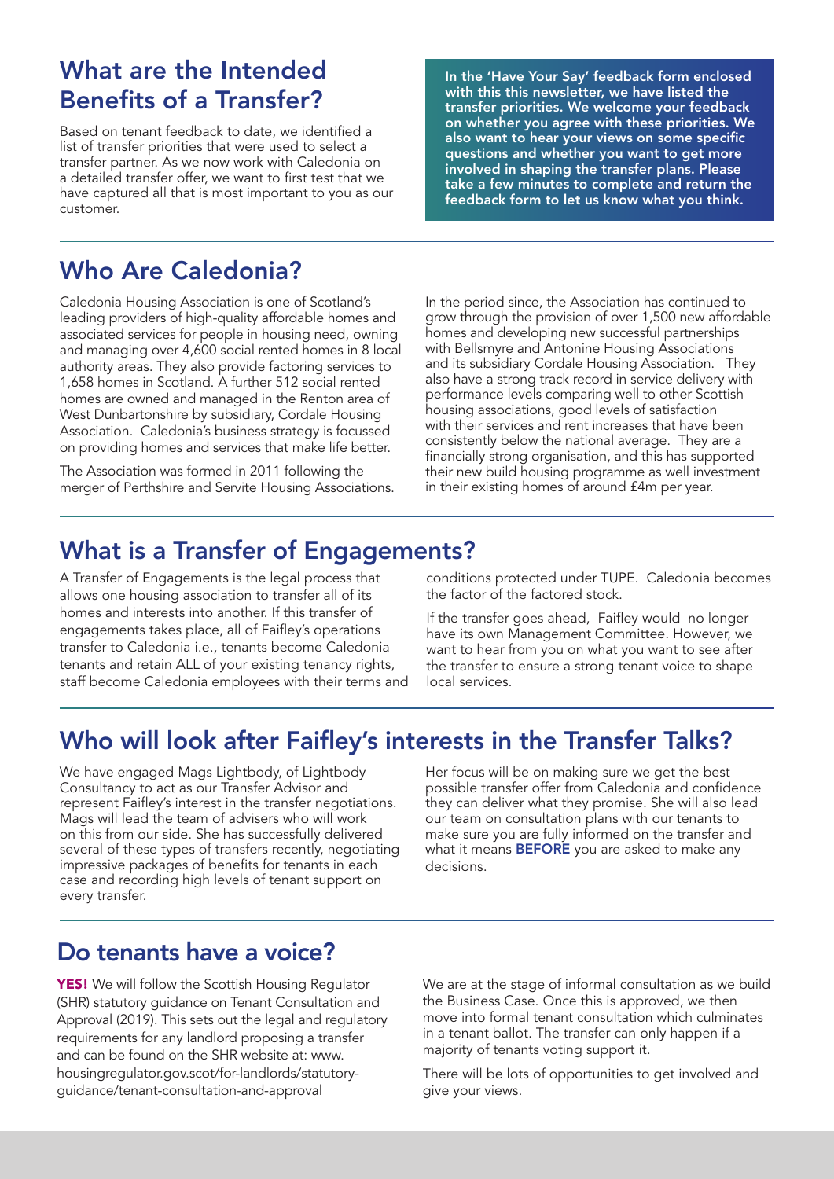## What are the Intended Benefits of a Transfer?

Based on tenant feedback to date, we identified a list of transfer priorities that were used to select a transfer partner. As we now work with Caledonia on a detailed transfer offer, we want to first test that we have captured all that is most important to you as our customer.

**In the 'Have Your Say' feedback form enclosed with this this newsletter, we have listed the transfer priorities. We welcome your feedback on whether you agree with these priorities. We also want to hear your views on some specific questions and whether you want to get more involved in shaping the transfer plans. Please take a few minutes to complete and return the feedback form to let us know what you think.**

## Who Are Caledonia?

Caledonia Housing Association is one of Scotland's leading providers of high-quality affordable homes and associated services for people in housing need, owning and managing over 4,600 social rented homes in 8 local authority areas. They also provide factoring services to 1,658 homes in Scotland. A further 512 social rented homes are owned and managed in the Renton area of West Dunbartonshire by subsidiary, Cordale Housing Association. Caledonia's business strategy is focussed on providing homes and services that make life better.

The Association was formed in 2011 following the merger of Perthshire and Servite Housing Associations. In the period since, the Association has continued to grow through the provision of over 1,500 new affordable homes and developing new successful partnerships with Bellsmyre and Antonine Housing Associations and its subsidiary Cordale Housing Association. They also have a strong track record in service delivery with performance levels comparing well to other Scottish housing associations, good levels of satisfaction with their services and rent increases that have been consistently below the national average. They are a financially strong organisation, and this has supported their new build housing programme as well investment in their existing homes of around £4m per year.

## What is a Transfer of Engagements?

A Transfer of Engagements is the legal process that allows one housing association to transfer all of its homes and interests into another. If this transfer of engagements takes place, all of Faifley's operations transfer to Caledonia i.e., tenants become Caledonia tenants and retain ALL of your existing tenancy rights, staff become Caledonia employees with their terms and conditions protected under TUPE. Caledonia becomes the factor of the factored stock.

If the transfer goes ahead, Faifley would no longer have its own Management Committee. However, we want to hear from you on what you want to see after the transfer to ensure a strong tenant voice to shape local services.

## Who will look after Faifley's interests in the Transfer Talks?

We have engaged Mags Lightbody, of Lightbody Consultancy to act as our Transfer Advisor and represent Faifley's interest in the transfer negotiations. Mags will lead the team of advisers who will work on this from our side. She has successfully delivered several of these types of transfers recently, negotiating impressive packages of benefits for tenants in each case and recording high levels of tenant support on every transfer.

Her focus will be on making sure we get the best possible transfer offer from Caledonia and confidence they can deliver what they promise. She will also lead our team on consultation plans with our tenants to make sure you are fully informed on the transfer and what it means **BEFORE** you are asked to make any decisions.

## Do tenants have a voice?

**YES!** We will follow the Scottish Housing Regulator (SHR) statutory guidance on Tenant Consultation and Approval (2019). This sets out the legal and regulatory requirements for any landlord proposing a transfer and can be found on the SHR website at: www.housingregulator.gov.scot/for-landlords/statutory-guidance/tenant-consultation-and-approval

We are at the stage of informal consultation as we build the Business Case. Once this is approved, we then move into formal tenant consultation which culminates in a tenant ballot. The transfer can only happen if a majority of tenants voting support it.

There will be lots of opportunities to get involved and give your views.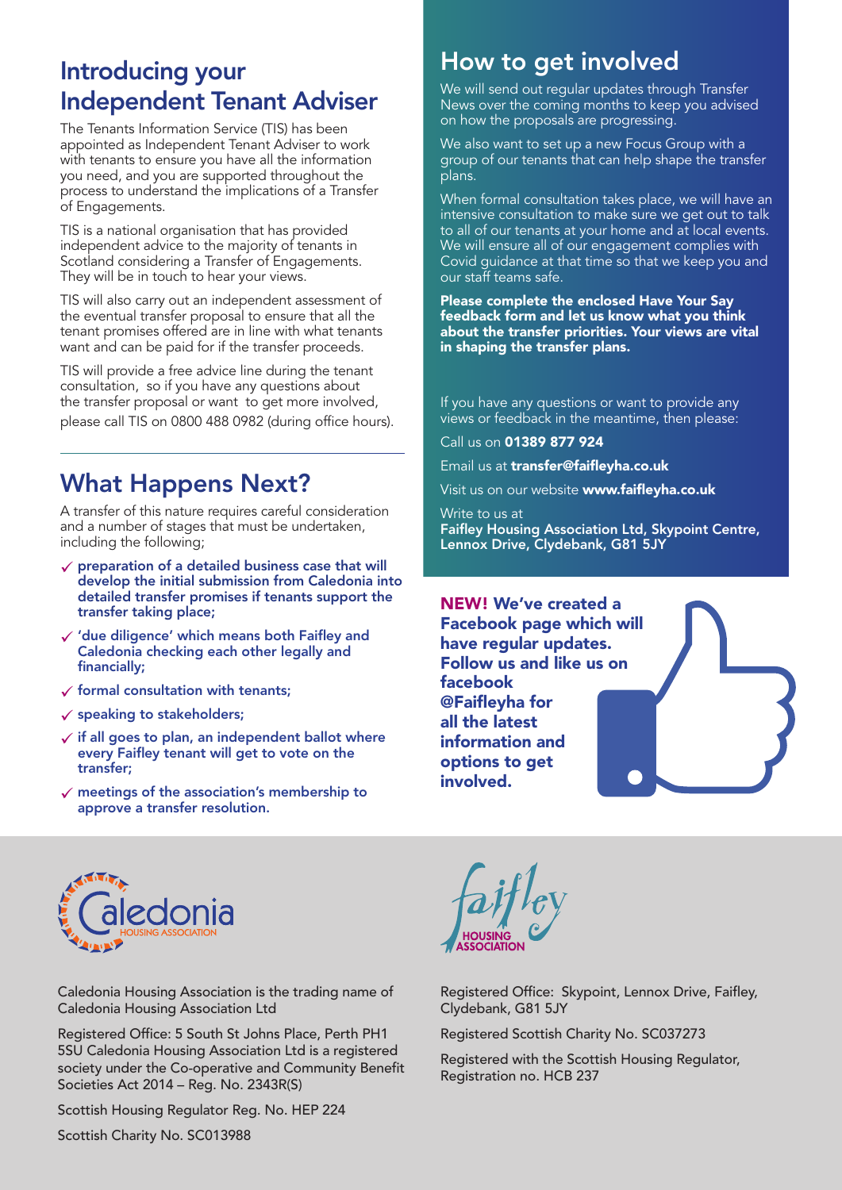## Introducing your Independent Tenant Adviser

The Tenants Information Service (TIS) has been appointed as Independent Tenant Adviser to work with tenants to ensure you have all the information you need, and you are supported throughout the process to understand the implications of a Transfer of Engagements.

TIS is a national organisation that has provided independent advice to the majority of tenants in Scotland considering a Transfer of Engagements. They will be in touch to hear your views.

TIS will also carry out an independent assessment of the eventual transfer proposal to ensure that all the tenant promises offered are in line with what tenants want and can be paid for if the transfer proceeds.

TIS will provide a free advice line during the tenant consultation, so if you have any questions about the transfer proposal or want to get more involved, please call TIS on 0800 488 0982 (during office hours).

## What Happens Next?

A transfer of this nature requires careful consideration and a number of stages that must be undertaken, including the following;

- ✓ **preparation of a detailed business case that will develop the initial submission from Caledonia into detailed transfer promises if tenants support the transfer taking place;**
- ✓ **'due diligence' which means both Faifley and Caledonia checking each other legally and financially;**
- ✓ **formal consultation with tenants;**
- ✓ **speaking to stakeholders;**
- ✓ **if all goes to plan, an independent ballot where every Faifley tenant will get to vote on the transfer;**
- ✓ **meetings of the association's membership to approve a transfer resolution.**

## How to get involved

We will send out regular updates through Transfer News over the coming months to keep you advised on how the proposals are progressing.

We also want to set up a new Focus Group with a group of our tenants that can help shape the transfer plans.

When formal consultation takes place, we will have an intensive consultation to make sure we get out to talk to all of our tenants at your home and at local events. We will ensure all of our engagement complies with Covid guidance at that time so that we keep you and our staff teams safe.

**Please complete the enclosed Have Your Say feedback form and let us know what you think about the transfer priorities. Your views are vital in shaping the transfer plans.**

If you have any questions or want to provide any views or feedback in the meantime, then please:

Call us on **01389 877 924**

Email us at **transfer@faifleyha.co.uk**

Visit us on our website **www.faifleyha.co.uk**

Write to us at
**Faifley Housing Association Ltd, Skypoint Centre, Lennox Drive, Clydebank, G81 5JY**

**NEW! We've created a Facebook page which will have regular updates. Follow us and like us on facebook @Faifleyha for all the latest information and options to get involved.**

Caledonia Housing Association is the trading name of Caledonia Housing Association Ltd

Registered Office: 5 South St Johns Place, Perth PH1 5SU Caledonia Housing Association Ltd is a registered society under the Co-operative and Community Benefit Societies Act 2014 – Reg. No. 2343R(S)

Scottish Housing Regulator Reg. No. HEP 224

Scottish Charity No. SC013988

Registered Office: Skypoint, Lennox Drive, Faifley, Clydebank, G81 5JY

Registered Scottish Charity No. SC037273

Registered with the Scottish Housing Regulator, Registration no. HCB 237